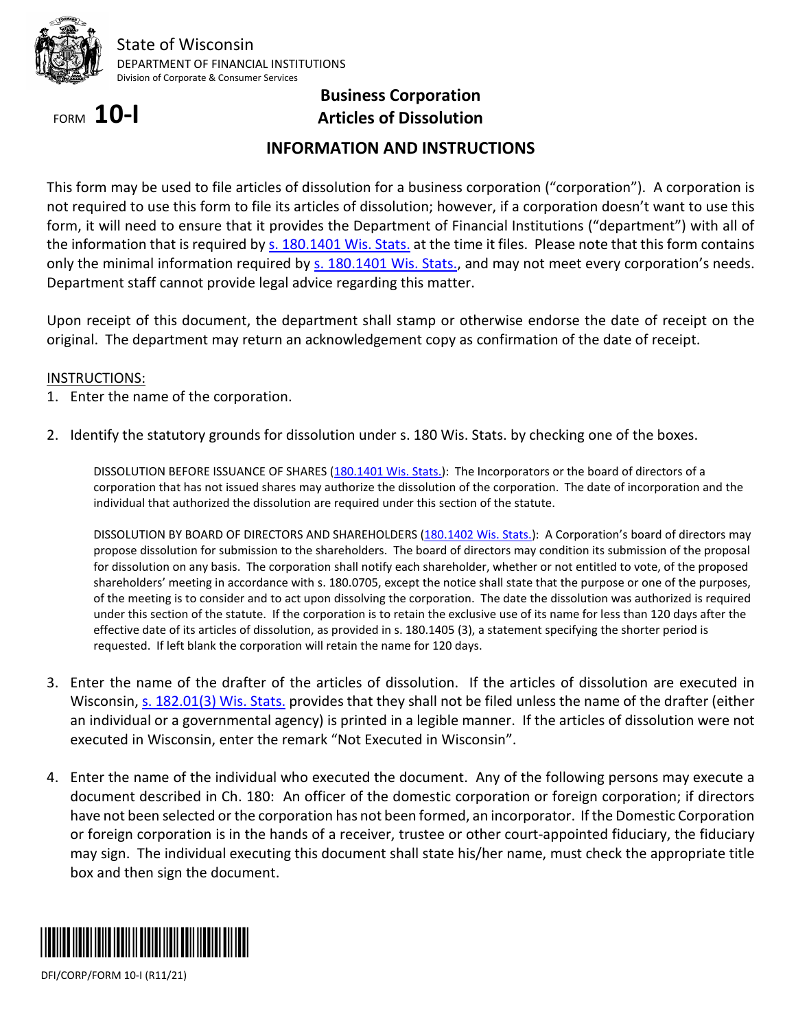State of Wisconsin
DEPARTMENT OF FINANCIAL INSTITUTIONS
Division of Corporate & Consumer Services

FORM **10-I**

# Business Corporation
# Articles of Dissolution

## INFORMATION AND INSTRUCTIONS

This form may be used to file articles of dissolution for a business corporation ("corporation"). A corporation is not required to use this form to file its articles of dissolution; however, if a corporation doesn't want to use this form, it will need to ensure that it provides the Department of Financial Institutions ("department") with all of the information that is required by s. 180.1401 Wis. Stats. at the time it files. Please note that this form contains only the minimal information required by s. 180.1401 Wis. Stats., and may not meet every corporation's needs. Department staff cannot provide legal advice regarding this matter.

Upon receipt of this document, the department shall stamp or otherwise endorse the date of receipt on the original. The department may return an acknowledgement copy as confirmation of the date of receipt.

INSTRUCTIONS:

1. Enter the name of the corporation.

2. Identify the statutory grounds for dissolution under s. 180 Wis. Stats. by checking one of the boxes.

   DISSOLUTION BEFORE ISSUANCE OF SHARES (180.1401 Wis. Stats.): The Incorporators or the board of directors of a corporation that has not issued shares may authorize the dissolution of the corporation. The date of incorporation and the individual that authorized the dissolution are required under this section of the statute.

   DISSOLUTION BY BOARD OF DIRECTORS AND SHAREHOLDERS (180.1402 Wis. Stats.): A Corporation's board of directors may propose dissolution for submission to the shareholders. The board of directors may condition its submission of the proposal for dissolution on any basis. The corporation shall notify each shareholder, whether or not entitled to vote, of the proposed shareholders' meeting in accordance with s. 180.0705, except the notice shall state that the purpose or one of the purposes, of the meeting is to consider and to act upon dissolving the corporation. The date the dissolution was authorized is required under this section of the statute. If the corporation is to retain the exclusive use of its name for less than 120 days after the effective date of its articles of dissolution, as provided in s. 180.1405 (3), a statement specifying the shorter period is requested. If left blank the corporation will retain the name for 120 days.

3. Enter the name of the drafter of the articles of dissolution. If the articles of dissolution are executed in Wisconsin, s. 182.01(3) Wis. Stats. provides that they shall not be filed unless the name of the drafter (either an individual or a governmental agency) is printed in a legible manner. If the articles of dissolution were not executed in Wisconsin, enter the remark "Not Executed in Wisconsin".

4. Enter the name of the individual who executed the document. Any of the following persons may execute a document described in Ch. 180: An officer of the domestic corporation or foreign corporation; if directors have not been selected or the corporation has not been formed, an incorporator. If the Domestic Corporation or foreign corporation is in the hands of a receiver, trustee or other court-appointed fiduciary, the fiduciary may sign. The individual executing this document shall state his/her name, must check the appropriate title box and then sign the document.

DFI/CORP/FORM 10-I (R11/21)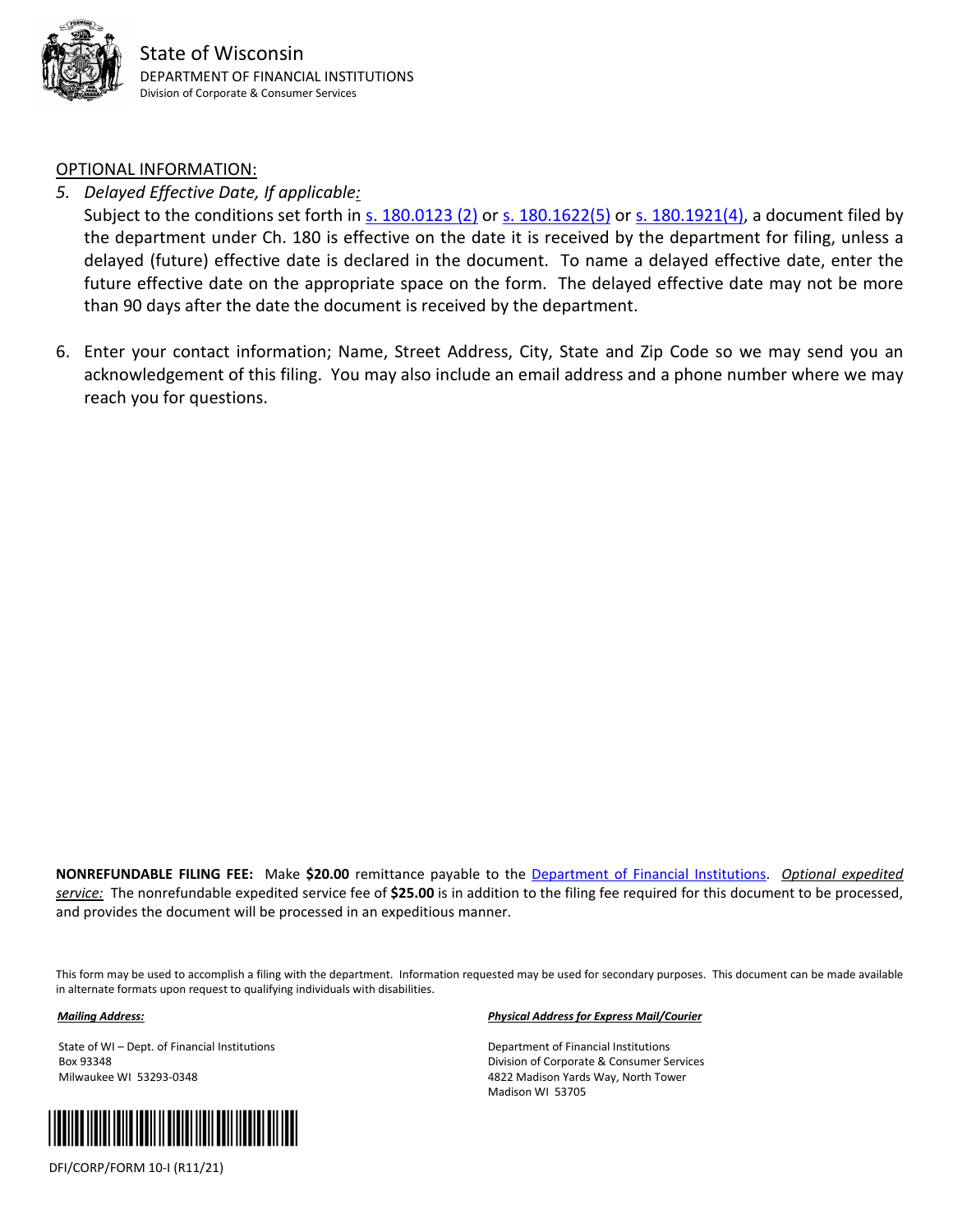State of Wisconsin
DEPARTMENT OF FINANCIAL INSTITUTIONS
Division of Corporate & Consumer Services

OPTIONAL INFORMATION:

5. *Delayed Effective Date, If applicable:*
   Subject to the conditions set forth in s. 180.0123 (2) or s. 180.1622(5) or s. 180.1921(4), a document filed by the department under Ch. 180 is effective on the date it is received by the department for filing, unless a delayed (future) effective date is declared in the document. To name a delayed effective date, enter the future effective date on the appropriate space on the form. The delayed effective date may not be more than 90 days after the date the document is received by the department.

6. Enter your contact information; Name, Street Address, City, State and Zip Code so we may send you an acknowledgement of this filing. You may also include an email address and a phone number where we may reach you for questions.

**NONREFUNDABLE FILING FEE:** Make **$20.00** remittance payable to the Department of Financial Institutions. *Optional expedited service:* The nonrefundable expedited service fee of **$25.00** is in addition to the filing fee required for this document to be processed, and provides the document will be processed in an expeditious manner.

This form may be used to accomplish a filing with the department. Information requested may be used for secondary purposes. This document can be made available in alternate formats upon request to qualifying individuals with disabilities.

***Mailing Address:***

State of WI – Dept. of Financial Institutions
Box 93348
Milwaukee WI 53293-0348

***Physical Address for Express Mail/Courier***

Department of Financial Institutions
Division of Corporate & Consumer Services
4822 Madison Yards Way, North Tower
Madison WI 53705

DFI/CORP/FORM 10-I (R11/21)